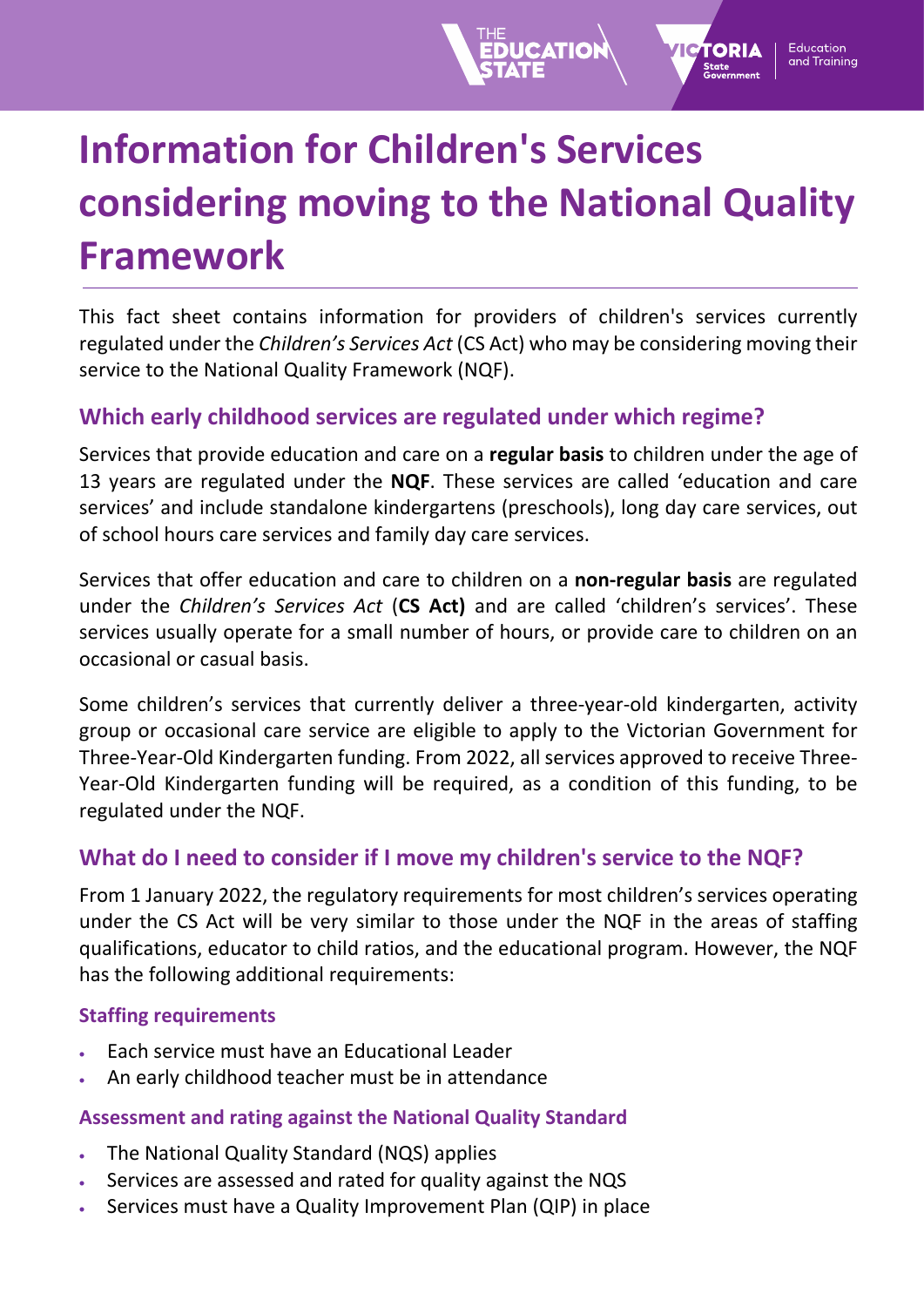# Information for Children's Services considering moving to the National Quality Framework

This fact sheet contains information for providers of children's services currently regulated under the *Children's Services Act* (CS Act) who may be considering moving their service to the National Quality Framework (NQF).

## Which early childhood services are regulated under which regime?

Services that provide education and care on a **regular basis** to children under the age of 13 years are regulated under the **NQF**. These services are called 'education and care services' and include standalone kindergartens (preschools), long day care services, out of school hours care services and family day care services.

Services that offer education and care to children on a **non-regular basis** are regulated under the *Children's Services Act* (**CS Act)** and are called 'children's services'. These services usually operate for a small number of hours, or provide care to children on an occasional or casual basis.

Some children's services that currently deliver a three-year-old kindergarten, activity group or occasional care service are eligible to apply to the Victorian Government for Three-Year-Old Kindergarten funding. From 2022, all services approved to receive Three-Year-Old Kindergarten funding will be required, as a condition of this funding, to be regulated under the NQF.

## What do I need to consider if I move my children's service to the NQF?

From 1 January 2022, the regulatory requirements for most children's services operating under the CS Act will be very similar to those under the NQF in the areas of staffing qualifications, educator to child ratios, and the educational program. However, the NQF has the following additional requirements:

### Staffing requirements

- Each service must have an Educational Leader
- An early childhood teacher must be in attendance

### Assessment and rating against the National Quality Standard

- The National Quality Standard (NQS) applies
- Services are assessed and rated for quality against the NQS
- Services must have a Quality Improvement Plan (QIP) in place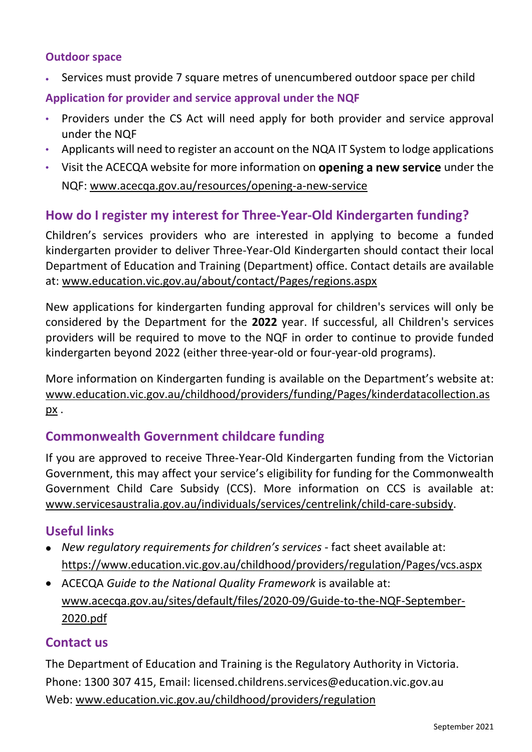### Outdoor space

- Services must provide 7 square metres of unencumbered outdoor space per child

### Application for provider and service approval under the NQF

- Providers under the CS Act will need apply for both provider and service approval under the NQF
- Applicants will need to register an account on the NQA IT System to lodge applications
- Visit the ACECQA website for more information on **opening a new service** under the NQF: www.acecqa.gov.au/resources/opening-a-new-service

## How do I register my interest for Three-Year-Old Kindergarten funding?

Children's services providers who are interested in applying to become a funded kindergarten provider to deliver Three-Year-Old Kindergarten should contact their local Department of Education and Training (Department) office. Contact details are available at: www.education.vic.gov.au/about/contact/Pages/regions.aspx

New applications for kindergarten funding approval for children's services will only be considered by the Department for the **2022** year. If successful, all Children's services providers will be required to move to the NQF in order to continue to provide funded kindergarten beyond 2022 (either three-year-old or four-year-old programs).

More information on Kindergarten funding is available on the Department's website at: www.education.vic.gov.au/childhood/providers/funding/Pages/kinderdatacollection.aspx .

## Commonwealth Government childcare funding

If you are approved to receive Three-Year-Old Kindergarten funding from the Victorian Government, this may affect your service's eligibility for funding for the Commonwealth Government Child Care Subsidy (CCS). More information on CCS is available at: www.servicesaustralia.gov.au/individuals/services/centrelink/child-care-subsidy.

## Useful links

- *New regulatory requirements for children's services* - fact sheet available at: https://www.education.vic.gov.au/childhood/providers/regulation/Pages/vcs.aspx
- ACECQA *Guide to the National Quality Framework* is available at: www.acecqa.gov.au/sites/default/files/2020-09/Guide-to-the-NQF-September-2020.pdf

## Contact us

The Department of Education and Training is the Regulatory Authority in Victoria.
Phone: 1300 307 415, Email: licensed.childrens.services@education.vic.gov.au
Web: www.education.vic.gov.au/childhood/providers/regulation

September 2021